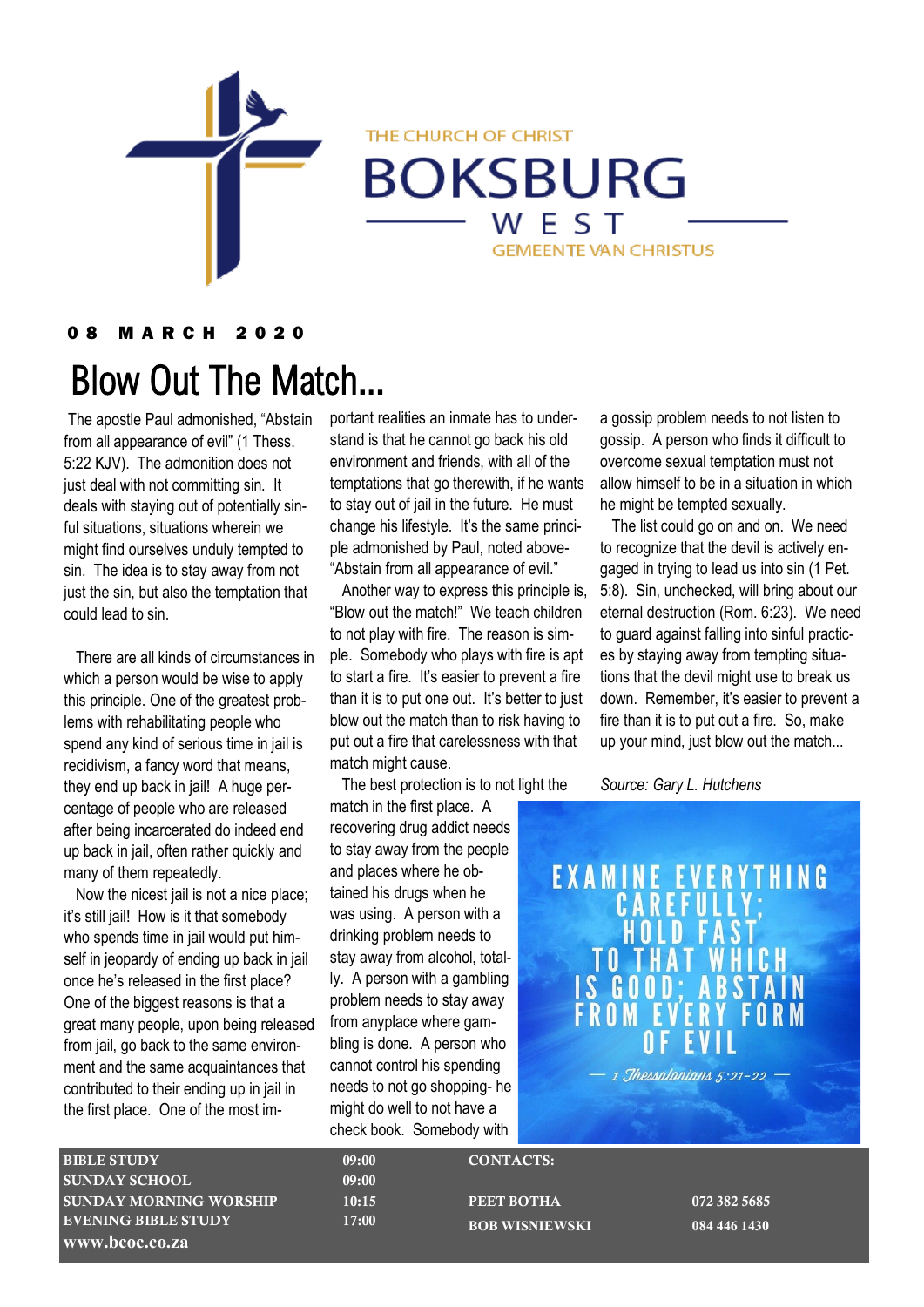THE CHURCH OF CHRIST

# BOKSBURG WEST

GEMEENTE VAN CHRISTUS

**08 MARCH 2020**

# Blow Out The Match...

The apostle Paul admonished, "Abstain from all appearance of evil" (1 Thess. 5:22 KJV). The admonition does not just deal with not committing sin. It deals with staying out of potentially sinful situations, situations wherein we might find ourselves unduly tempted to sin. The idea is to stay away from not just the sin, but also the temptation that could lead to sin.

There are all kinds of circumstances in which a person would be wise to apply this principle. One of the greatest problems with rehabilitating people who spend any kind of serious time in jail is recidivism, a fancy word that means, they end up back in jail! A huge percentage of people who are released after being incarcerated do indeed end up back in jail, often rather quickly and many of them repeatedly.

Now the nicest jail is not a nice place; it's still jail! How is it that somebody who spends time in jail would put himself in jeopardy of ending up back in jail once he's released in the first place? One of the biggest reasons is that a great many people, upon being released from jail, go back to the same environment and the same acquaintances that contributed to their ending up in jail in the first place. One of the most important realities an inmate has to understand is that he cannot go back his old environment and friends, with all of the temptations that go therewith, if he wants to stay out of jail in the future. He must change his lifestyle. It's the same principle admonished by Paul, noted above- "Abstain from all appearance of evil."

Another way to express this principle is, "Blow out the match!" We teach children to not play with fire. The reason is simple. Somebody who plays with fire is apt to start a fire. It's easier to prevent a fire than it is to put one out. It's better to just blow out the match than to risk having to put out a fire that carelessness with that match might cause.

The best protection is to not light the match in the first place. A recovering drug addict needs to stay away from the people and places where he obtained his drugs when he was using. A person with a drinking problem needs to stay away from alcohol, totally. A person with a gambling problem needs to stay away from anyplace where gambling is done. A person who cannot control his spending needs to not go shopping- he might do well to not have a check book. Somebody with a gossip problem needs to not listen to gossip. A person who finds it difficult to overcome sexual temptation must not allow himself to be in a situation in which he might be tempted sexually.

The list could go on and on. We need to recognize that the devil is actively engaged in trying to lead us into sin (1 Pet. 5:8). Sin, unchecked, will bring about our eternal destruction (Rom. 6:23). We need to guard against falling into sinful practices by staying away from tempting situations that the devil might use to break us down. Remember, it's easier to prevent a fire than it is to put out a fire. So, make up your mind, just blow out the match...

*Source: Gary L. Hutchens*

EXAMINE EVERYTHING CAREFULLY; HOLD FAST TO THAT WHICH IS GOOD; ABSTAIN FROM EVERY FORM OF EVIL

— *1 Thessalonians 5:21-22* —

| | | | |
|---|---|---|---|
| **BIBLE STUDY** | **09:00** | **CONTACTS:** | |
| **SUNDAY SCHOOL** | **09:00** | | |
| **SUNDAY MORNING WORSHIP** | **10:15** | **PEET BOTHA** | **072 382 5685** |
| **EVENING BIBLE STUDY** | **17:00** | **BOB WISNIEWSKI** | **084 446 1430** |
| **www.bcoc.co.za** | | | |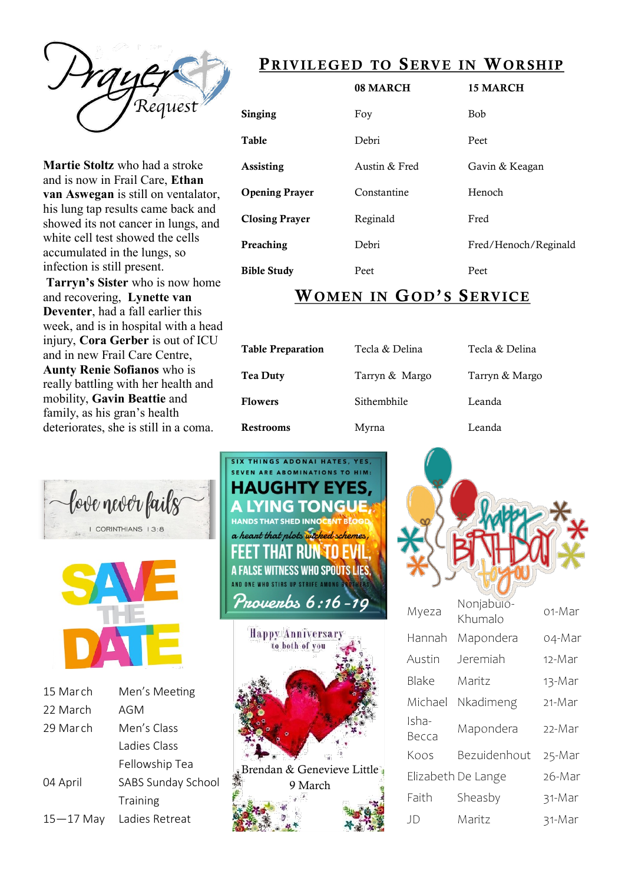# Prayer Request

**Martie Stoltz** who had a stroke and is now in Frail Care, **Ethan van Aswegan** is still on ventalator, his lung tap results came back and showed its not cancer in lungs, and white cell test showed the cells accumulated in the lungs, so infection is still present.

**Tarryn's Sister** who is now home and recovering, **Lynette van Deventer**, had a fall earlier this week, and is in hospital with a head injury, **Cora Gerber** is out of ICU and in new Frail Care Centre, **Aunty Renie Sofianos** who is really battling with her health and mobility, **Gavin Beattie** and family, as his gran's health deteriorates, she is still in a coma.

## Privileged to Serve in Worship

| | 08 MARCH | 15 MARCH |
|---|---|---|
| **Singing** | Foy | Bob |
| **Table** | Debri | Peet |
| **Assisting** | Austin & Fred | Gavin & Keagan |
| **Opening Prayer** | Constantine | Henoch |
| **Closing Prayer** | Reginald | Fred |
| **Preaching** | Debri | Fred/Henoch/Reginald |
| **Bible Study** | Peet | Peet |

## Women in God's Service

| | | |
|---|---|---|
| **Table Preparation** | Tecla & Delina | Tecla & Delina |
| **Tea Duty** | Tarryn & Margo | Tarryn & Margo |
| **Flowers** | Sithembhile | Leanda |
| **Restrooms** | Myrna | Leanda |

love never fails

I CORINTHIANS 13:8

SIX THINGS ADONAI HATES, YES, SEVEN ARE ABOMINATIONS TO HIM:
HAUGHTY EYES,
A LYING TONGUE,
HANDS THAT SHED INNOCENT BLOOD,
a heart that plots wicked schemes,
FEET THAT RUN TO EVIL,
A FALSE WITNESS WHO SPOUTS LIES,
AND ONE WHO STIRS UP STRIFE AMONG BROTHERS.
Proverbs 6:16-19

## Save the Date

| | |
|---|---|
| 15 March | Men's Meeting |
| 22 March | AGM |
| 29 March | Men's Class |
| | Ladies Class |
| | Fellowship Tea |
| 04 April | SABS Sunday School Training |
| 15—17 May | Ladies Retreat |

Happy Anniversary to both of you

Brendan & Genevieve Little
9 March

## Happy Birthday to you

| | | |
|---|---|---|
| Myeza | Nonjabulo-Khumalo | 01-Mar |
| Hannah | Mapondera | 04-Mar |
| Austin | Jeremiah | 12-Mar |
| Blake | Maritz | 13-Mar |
| Michael | Nkadimeng | 21-Mar |
| Isha-Becca | Mapondera | 22-Mar |
| Koos | Bezuidenhout | 25-Mar |
| Elizabeth | De Lange | 26-Mar |
| Faith | Sheasby | 31-Mar |
| JD | Maritz | 31-Mar |